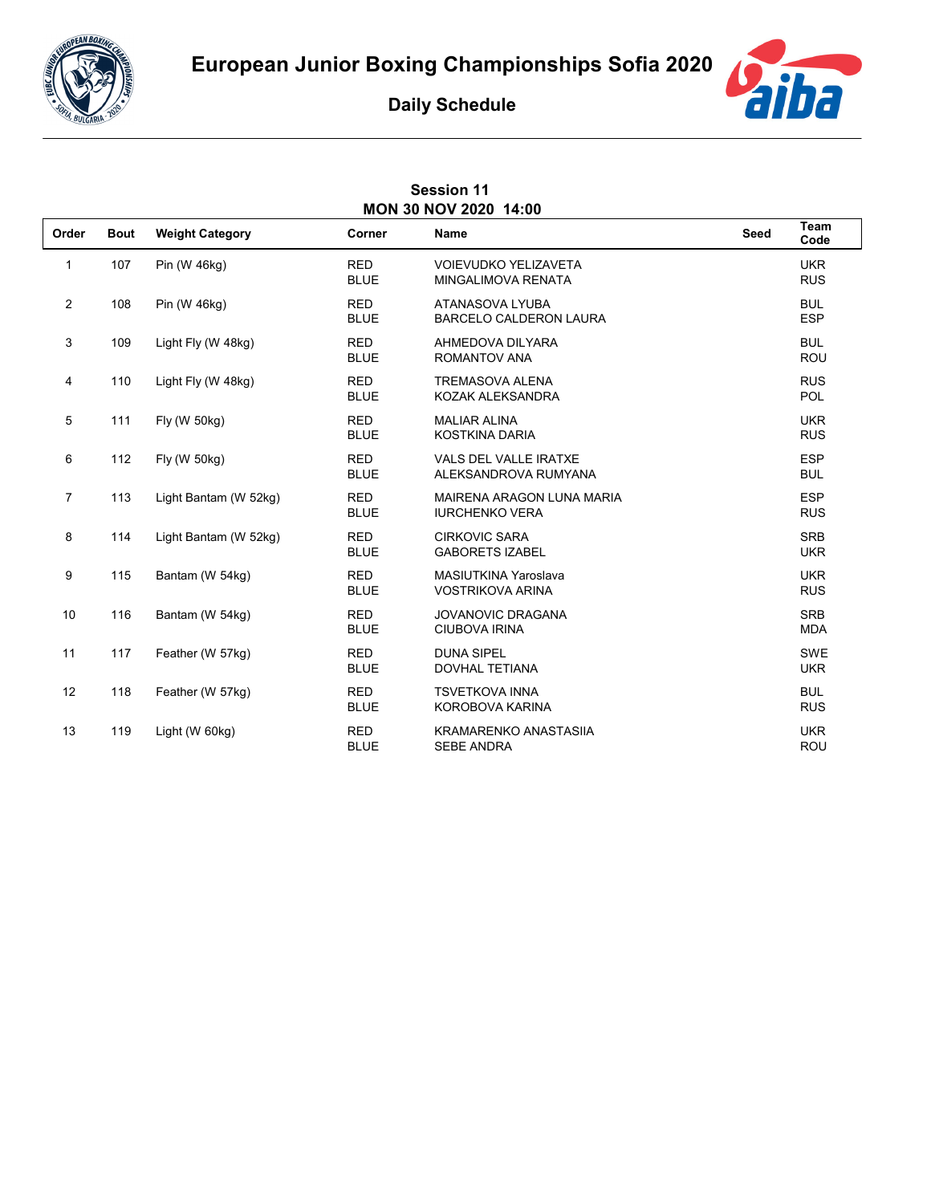# European Junior Boxing Championships Sofia 2020

## Daily Schedule

**Session 11**
**MON 30 NOV 2020 14:00**

| Order | Bout | Weight Category | Corner | Name | Seed | Team Code |
|---|---|---|---|---|---|---|
| 1 | 107 | Pin (W 46kg) | RED | VOIEVUDKO YELIZAVETA | | UKR |
| | | | BLUE | MINGALIMOVA RENATA | | RUS |
| 2 | 108 | Pin (W 46kg) | RED | ATANASOVA LYUBA | | BUL |
| | | | BLUE | BARCELO CALDERON LAURA | | ESP |
| 3 | 109 | Light Fly (W 48kg) | RED | AHMEDOVA DILYARA | | BUL |
| | | | BLUE | ROMANTOV ANA | | ROU |
| 4 | 110 | Light Fly (W 48kg) | RED | TREMASOVA ALENA | | RUS |
| | | | BLUE | KOZAK ALEKSANDRA | | POL |
| 5 | 111 | Fly (W 50kg) | RED | MALIAR ALINA | | UKR |
| | | | BLUE | KOSTKINA DARIA | | RUS |
| 6 | 112 | Fly (W 50kg) | RED | VALS DEL VALLE IRATXE | | ESP |
| | | | BLUE | ALEKSANDROVA RUMYANA | | BUL |
| 7 | 113 | Light Bantam (W 52kg) | RED | MAIRENA ARAGON LUNA MARIA | | ESP |
| | | | BLUE | IURCHENKO VERA | | RUS |
| 8 | 114 | Light Bantam (W 52kg) | RED | CIRKOVIC SARA | | SRB |
| | | | BLUE | GABORETS IZABEL | | UKR |
| 9 | 115 | Bantam (W 54kg) | RED | MASIUTKINA Yaroslava | | UKR |
| | | | BLUE | VOSTRIKOVA ARINA | | RUS |
| 10 | 116 | Bantam (W 54kg) | RED | JOVANOVIC DRAGANA | | SRB |
| | | | BLUE | CIUBOVA IRINA | | MDA |
| 11 | 117 | Feather (W 57kg) | RED | DUNA SIPEL | | SWE |
| | | | BLUE | DOVHAL TETIANA | | UKR |
| 12 | 118 | Feather (W 57kg) | RED | TSVETKOVA INNA | | BUL |
| | | | BLUE | KOROBOVA KARINA | | RUS |
| 13 | 119 | Light (W 60kg) | RED | KRAMARENKO ANASTASIIA | | UKR |
| | | | BLUE | SEBE ANDRA | | ROU |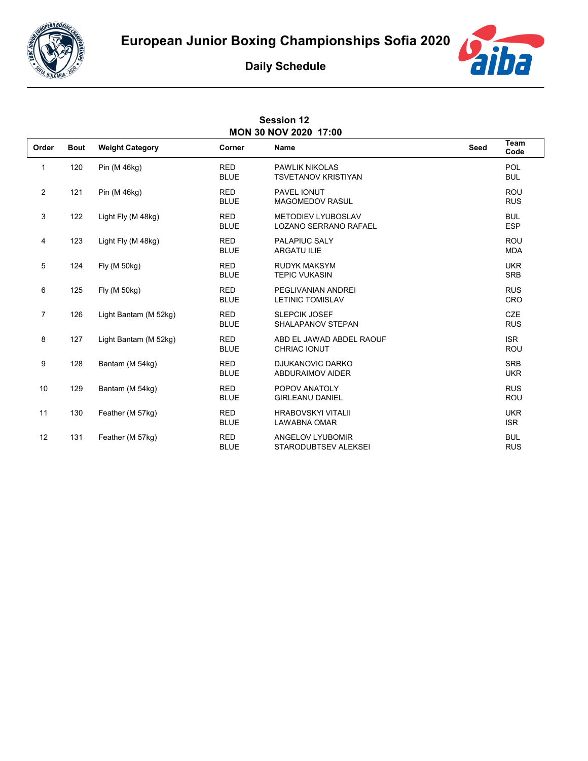# European Junior Boxing Championships Sofia 2020

## Daily Schedule

### Session 12
### MON 30 NOV 2020 17:00

| Order | Bout | Weight Category | Corner | Name | Seed | Team Code |
|---|---|---|---|---|---|---|
| 1 | 120 | Pin (M 46kg) | RED | PAWLIK NIKOLAS | | POL |
| | | | BLUE | TSVETANOV KRISTIYAN | | BUL |
| 2 | 121 | Pin (M 46kg) | RED | PAVEL IONUT | | ROU |
| | | | BLUE | MAGOMEDOV RASUL | | RUS |
| 3 | 122 | Light Fly (M 48kg) | RED | METODIEV LYUBOSLAV | | BUL |
| | | | BLUE | LOZANO SERRANO RAFAEL | | ESP |
| 4 | 123 | Light Fly (M 48kg) | RED | PALAPIUC SALY | | ROU |
| | | | BLUE | ARGATU ILIE | | MDA |
| 5 | 124 | Fly (M 50kg) | RED | RUDYK MAKSYM | | UKR |
| | | | BLUE | TEPIC VUKASIN | | SRB |
| 6 | 125 | Fly (M 50kg) | RED | PEGLIVANIAN ANDREI | | RUS |
| | | | BLUE | LETINIC TOMISLAV | | CRO |
| 7 | 126 | Light Bantam (M 52kg) | RED | SLEPCIK JOSEF | | CZE |
| | | | BLUE | SHALAPANOV STEPAN | | RUS |
| 8 | 127 | Light Bantam (M 52kg) | RED | ABD EL JAWAD ABDEL RAOUF | | ISR |
| | | | BLUE | CHRIAC IONUT | | ROU |
| 9 | 128 | Bantam (M 54kg) | RED | DJUKANOVIC DARKO | | SRB |
| | | | BLUE | ABDURAIMOV AIDER | | UKR |
| 10 | 129 | Bantam (M 54kg) | RED | POPOV ANATOLY | | RUS |
| | | | BLUE | GIRLEANU DANIEL | | ROU |
| 11 | 130 | Feather (M 57kg) | RED | HRABOVSKYI VITALII | | UKR |
| | | | BLUE | LAWABNA OMAR | | ISR |
| 12 | 131 | Feather (M 57kg) | RED | ANGELOV LYUBOMIR | | BUL |
| | | | BLUE | STARODUBTSEV ALEKSEI | | RUS |